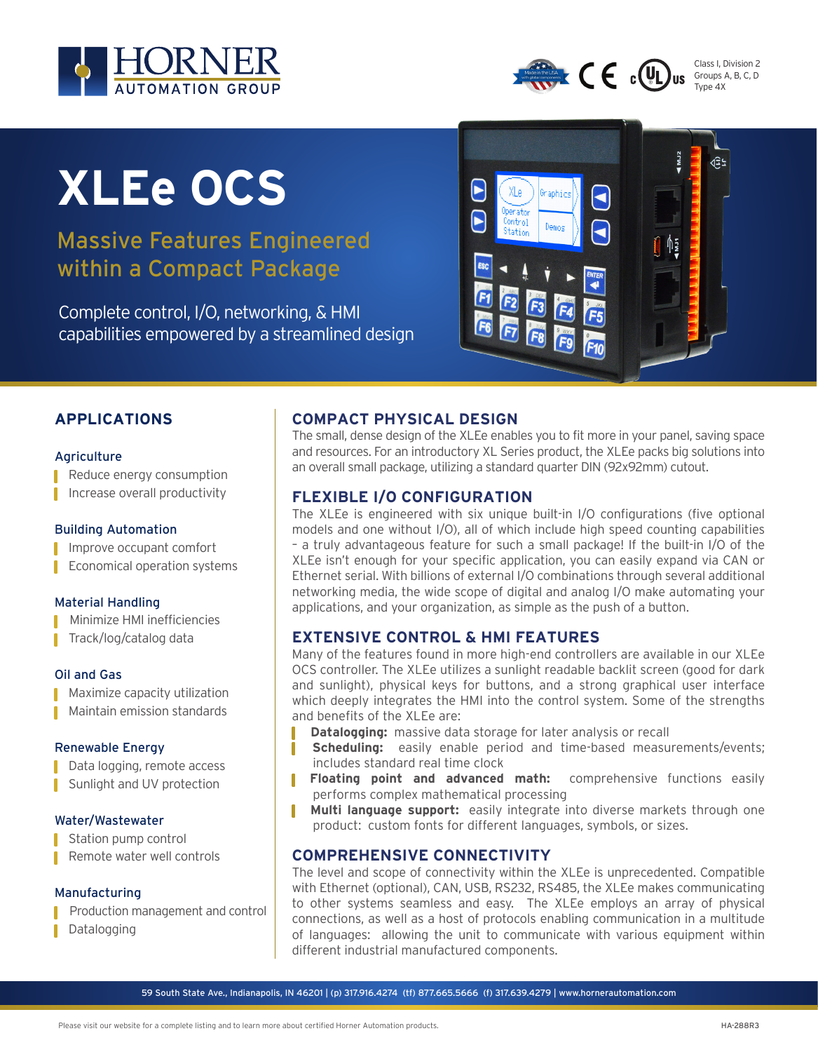Class I, Division 2
Groups A, B, C, D
Type 4X

# XLEe OCS

## Massive Features Engineered within a Compact Package

Complete control, I/O, networking, & HMI capabilities empowered by a streamlined design

## APPLICATIONS

### Agriculture

- Reduce energy consumption
- Increase overall productivity

### Building Automation

- Improve occupant comfort
- Economical operation systems

### Material Handling

- Minimize HMI inefficiencies
- Track/log/catalog data

### Oil and Gas

- Maximize capacity utilization
- Maintain emission standards

### Renewable Energy

- Data logging, remote access
- Sunlight and UV protection

### Water/Wastewater

- Station pump control
- Remote water well controls

### Manufacturing

- Production management and control
- Datalogging

## COMPACT PHYSICAL DESIGN

The small, dense design of the XLEe enables you to fit more in your panel, saving space and resources. For an introductory XL Series product, the XLEe packs big solutions into an overall small package, utilizing a standard quarter DIN (92x92mm) cutout.

## FLEXIBLE I/O CONFIGURATION

The XLEe is engineered with six unique built-in I/O configurations (five optional models and one without I/O), all of which include high speed counting capabilities – a truly advantageous feature for such a small package! If the built-in I/O of the XLEe isn't enough for your specific application, you can easily expand via CAN or Ethernet serial. With billions of external I/O combinations through several additional networking media, the wide scope of digital and analog I/O make automating your applications, and your organization, as simple as the push of a button.

## EXTENSIVE CONTROL & HMI FEATURES

Many of the features found in more high-end controllers are available in our XLEe OCS controller. The XLEe utilizes a sunlight readable backlit screen (good for dark and sunlight), physical keys for buttons, and a strong graphical user interface which deeply integrates the HMI into the control system. Some of the strengths and benefits of the XLEe are:

- **Datalogging:** massive data storage for later analysis or recall
- **Scheduling:** easily enable period and time-based measurements/events; includes standard real time clock
- **Floating point and advanced math:** comprehensive functions easily performs complex mathematical processing
- **Multi language support:** easily integrate into diverse markets through one product: custom fonts for different languages, symbols, or sizes.

## COMPREHENSIVE CONNECTIVITY

The level and scope of connectivity within the XLEe is unprecedented. Compatible with Ethernet (optional), CAN, USB, RS232, RS485, the XLEe makes communicating to other systems seamless and easy. The XLEe employs an array of physical connections, as well as a host of protocols enabling communication in a multitude of languages: allowing the unit to communicate with various equipment within different industrial manufactured components.

59 South State Ave., Indianapolis, IN 46201 | (p) 317.916.4274 (tf) 877.665.5666 (f) 317.639.4279 | www.hornerautomation.com

Please visit our website for a complete listing and to learn more about certified Horner Automation products.

HA-288R3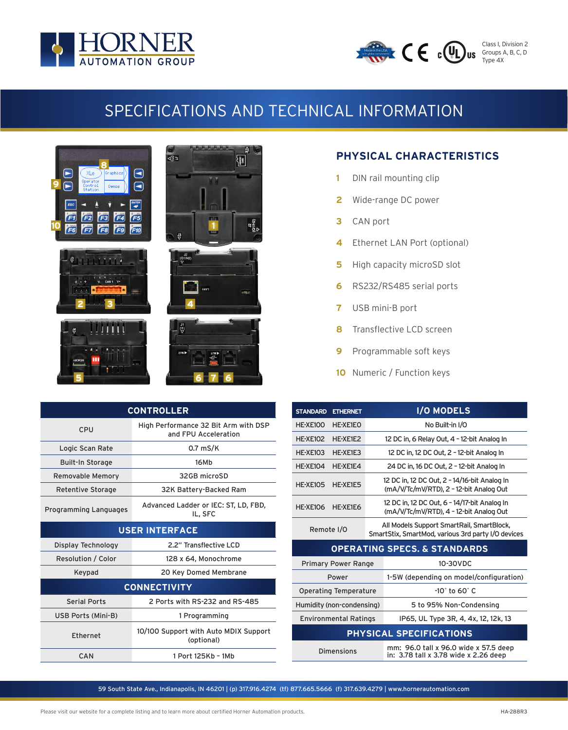Class I, Division 2
Groups A, B, C, D
Type 4X

# SPECIFICATIONS AND TECHNICAL INFORMATION

## PHYSICAL CHARACTERISTICS

1. DIN rail mounting clip
2. Wide-range DC power
3. CAN port
4. Ethernet LAN Port (optional)
5. High capacity microSD slot
6. RS232/RS485 serial ports
7. USB mini-B port
8. Transflective LCD screen
9. Programmable soft keys
10. Numeric / Function keys

| CONTROLLER | |
|---|---|
| CPU | High Performance 32 Bit Arm with DSP and FPU Acceleration |
| Logic Scan Rate | 0.7 mS/K |
| Built-In Storage | 16Mb |
| Removable Memory | 32GB microSD |
| Retentive Storage | 32K Battery-Backed Ram |
| Programming Languages | Advanced Ladder or IEC: ST, LD, FBD, IL, SFC |
| **USER INTERFACE** | |
| Display Technology | 2.2" Transflective LCD |
| Resolution / Color | 128 x 64, Monochrome |
| Keypad | 20 Key Domed Membrane |
| **CONNECTIVITY** | |
| Serial Ports | 2 Ports with RS-232 and RS-485 |
| USB Ports (Mini-B) | 1 Programming |
| Ethernet | 10/100 Support with Auto MDIX Support (optional) |
| CAN | 1 Port 125Kb - 1Mb |

| STANDARD | ETHERNET | I/O MODELS |
|---|---|---|
| HE-XE100 | HE-XE1E0 | No Built-in I/O |
| HE-XE102 | HE-XE1E2 | 12 DC in, 6 Relay Out, 4 - 12-bit Analog In |
| HE-XE103 | HE-XE1E3 | 12 DC in, 12 DC Out, 2 - 12-bit Analog In |
| HE-XE104 | HE-XE1E4 | 24 DC in, 16 DC Out, 2 - 12-bit Analog In |
| HE-XE105 | HE-XE1E5 | 12 DC in, 12 DC Out, 2 - 14/16-bit Analog In (mA/V/Tc/mV/RTD), 2 - 12-bit Analog Out |
| HE-XE106 | HE-XE1E6 | 12 DC in, 12 DC Out, 6 - 14/17-bit Analog In (mA/V/Tc/mV/RTD), 4 - 12-bit Analog Out |
| Remote I/O | | All Models Support SmartRail, SmartBlock, SmartStix, SmartMod, various 3rd party I/O devices |

| OPERATING SPECS. & STANDARDS | |
|---|---|
| Primary Power Range | 10-30VDC |
| Power | 1-5W (depending on model/configuration) |
| Operating Temperature | -10° to 60° C |
| Humidity (non-condensing) | 5 to 95% Non-Condensing |
| Environmental Ratings | IP65, UL Type 3R, 4, 4x, 12, 12k, 13 |
| **PHYSICAL SPECIFICATIONS** | |
| Dimensions | mm: 96.0 tall x 96.0 wide x 57.5 deep<br>in: 3.78 tall x 3.78 wide x 2.26 deep |

59 South State Ave., Indianapolis, IN 46201 | (p) 317.916.4274 (tf) 877.665.5666 (f) 317.639.4279 | www.hornerautomation.com

Please visit our website for a complete listing and to learn more about certified Horner Automation products.

HA-288R3